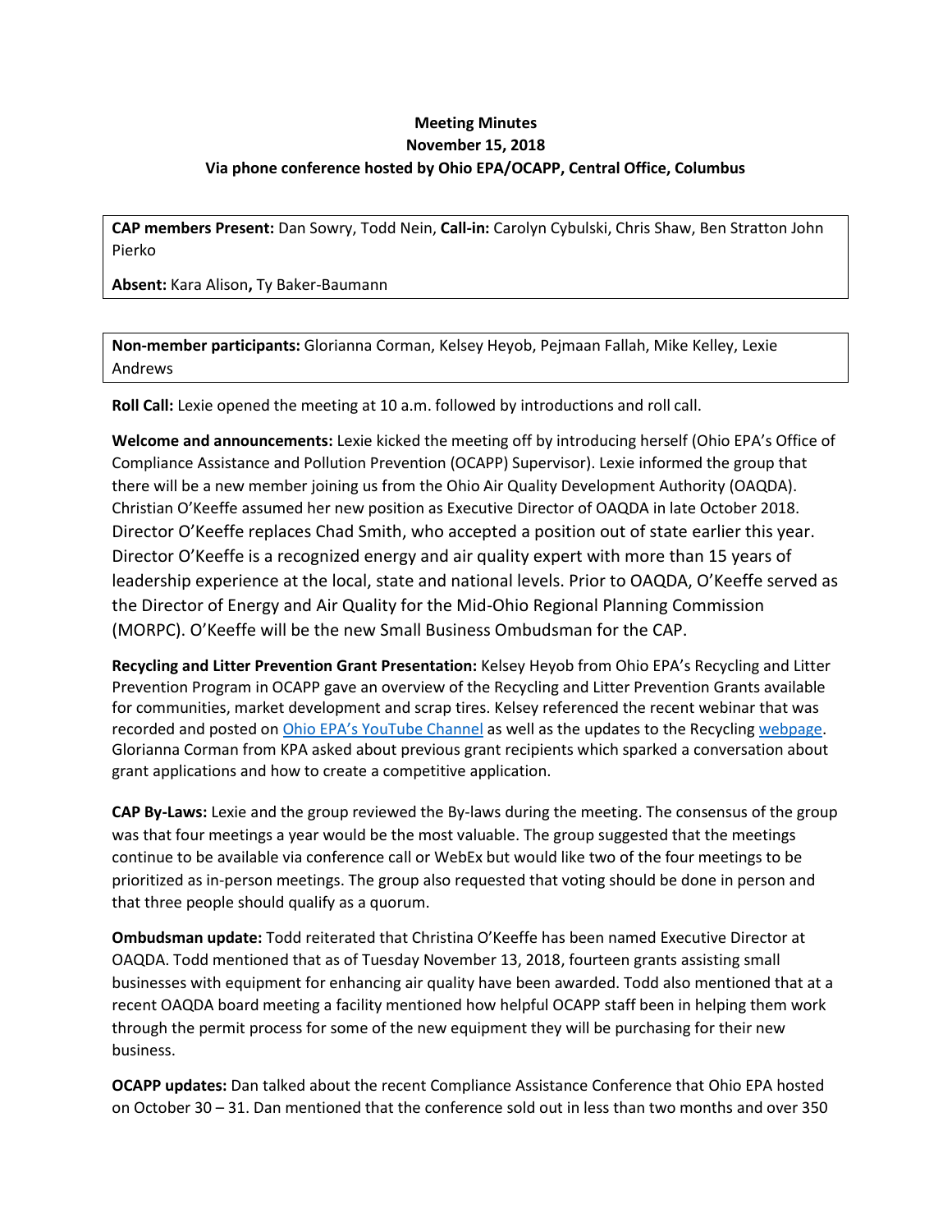**Meeting Minutes**
**November 15, 2018**
**Via phone conference hosted by Ohio EPA/OCAPP, Central Office, Columbus**

**CAP members Present:** Dan Sowry, Todd Nein, **Call-in:** Carolyn Cybulski, Chris Shaw, Ben Stratton John Pierko

**Absent:** Kara Alison**,** Ty Baker-Baumann

**Non-member participants:** Glorianna Corman, Kelsey Heyob, Pejmaan Fallah, Mike Kelley, Lexie Andrews

**Roll Call:** Lexie opened the meeting at 10 a.m. followed by introductions and roll call.

**Welcome and announcements:** Lexie kicked the meeting off by introducing herself (Ohio EPA's Office of Compliance Assistance and Pollution Prevention (OCAPP) Supervisor). Lexie informed the group that there will be a new member joining us from the Ohio Air Quality Development Authority (OAQDA). Christian O'Keeffe assumed her new position as Executive Director of OAQDA in late October 2018. Director O'Keeffe replaces Chad Smith, who accepted a position out of state earlier this year. Director O'Keeffe is a recognized energy and air quality expert with more than 15 years of leadership experience at the local, state and national levels. Prior to OAQDA, O'Keeffe served as the Director of Energy and Air Quality for the Mid-Ohio Regional Planning Commission (MORPC). O'Keeffe will be the new Small Business Ombudsman for the CAP.

**Recycling and Litter Prevention Grant Presentation:** Kelsey Heyob from Ohio EPA's Recycling and Litter Prevention Program in OCAPP gave an overview of the Recycling and Litter Prevention Grants available for communities, market development and scrap tires. Kelsey referenced the recent webinar that was recorded and posted on Ohio EPA's YouTube Channel as well as the updates to the Recycling webpage. Glorianna Corman from KPA asked about previous grant recipients which sparked a conversation about grant applications and how to create a competitive application.

**CAP By-Laws:** Lexie and the group reviewed the By-laws during the meeting. The consensus of the group was that four meetings a year would be the most valuable. The group suggested that the meetings continue to be available via conference call or WebEx but would like two of the four meetings to be prioritized as in-person meetings. The group also requested that voting should be done in person and that three people should qualify as a quorum.

**Ombudsman update:** Todd reiterated that Christina O'Keeffe has been named Executive Director at OAQDA. Todd mentioned that as of Tuesday November 13, 2018, fourteen grants assisting small businesses with equipment for enhancing air quality have been awarded. Todd also mentioned that at a recent OAQDA board meeting a facility mentioned how helpful OCAPP staff been in helping them work through the permit process for some of the new equipment they will be purchasing for their new business.

**OCAPP updates:** Dan talked about the recent Compliance Assistance Conference that Ohio EPA hosted on October 30 – 31. Dan mentioned that the conference sold out in less than two months and over 350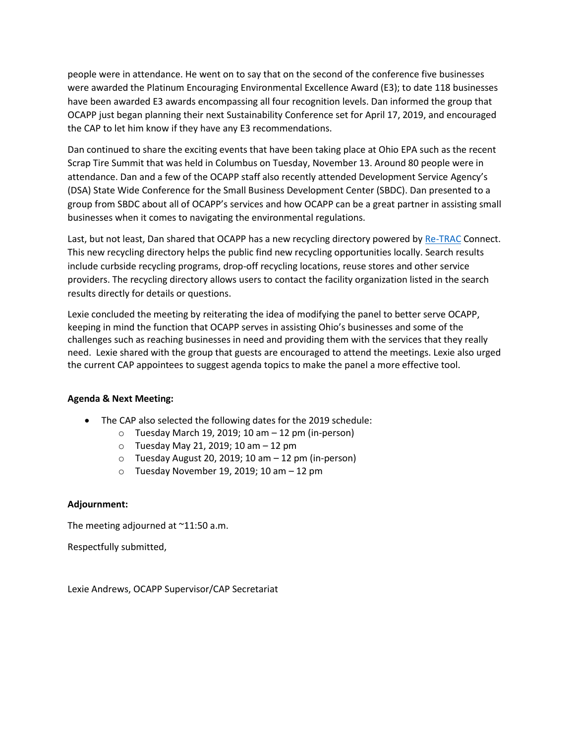people were in attendance. He went on to say that on the second of the conference five businesses were awarded the Platinum Encouraging Environmental Excellence Award (E3); to date 118 businesses have been awarded E3 awards encompassing all four recognition levels. Dan informed the group that OCAPP just began planning their next Sustainability Conference set for April 17, 2019, and encouraged the CAP to let him know if they have any E3 recommendations.

Dan continued to share the exciting events that have been taking place at Ohio EPA such as the recent Scrap Tire Summit that was held in Columbus on Tuesday, November 13. Around 80 people were in attendance. Dan and a few of the OCAPP staff also recently attended Development Service Agency's (DSA) State Wide Conference for the Small Business Development Center (SBDC). Dan presented to a group from SBDC about all of OCAPP's services and how OCAPP can be a great partner in assisting small businesses when it comes to navigating the environmental regulations.

Last, but not least, Dan shared that OCAPP has a new recycling directory powered by Re-TRAC Connect. This new recycling directory helps the public find new recycling opportunities locally. Search results include curbside recycling programs, drop-off recycling locations, reuse stores and other service providers. The recycling directory allows users to contact the facility organization listed in the search results directly for details or questions.

Lexie concluded the meeting by reiterating the idea of modifying the panel to better serve OCAPP, keeping in mind the function that OCAPP serves in assisting Ohio's businesses and some of the challenges such as reaching businesses in need and providing them with the services that they really need. Lexie shared with the group that guests are encouraged to attend the meetings. Lexie also urged the current CAP appointees to suggest agenda topics to make the panel a more effective tool.

**Agenda & Next Meeting:**

- The CAP also selected the following dates for the 2019 schedule:
  - Tuesday March 19, 2019; 10 am – 12 pm (in-person)
  - Tuesday May 21, 2019; 10 am – 12 pm
  - Tuesday August 20, 2019; 10 am – 12 pm (in-person)
  - Tuesday November 19, 2019; 10 am – 12 pm

**Adjournment:**

The meeting adjourned at ~11:50 a.m.

Respectfully submitted,

Lexie Andrews, OCAPP Supervisor/CAP Secretariat